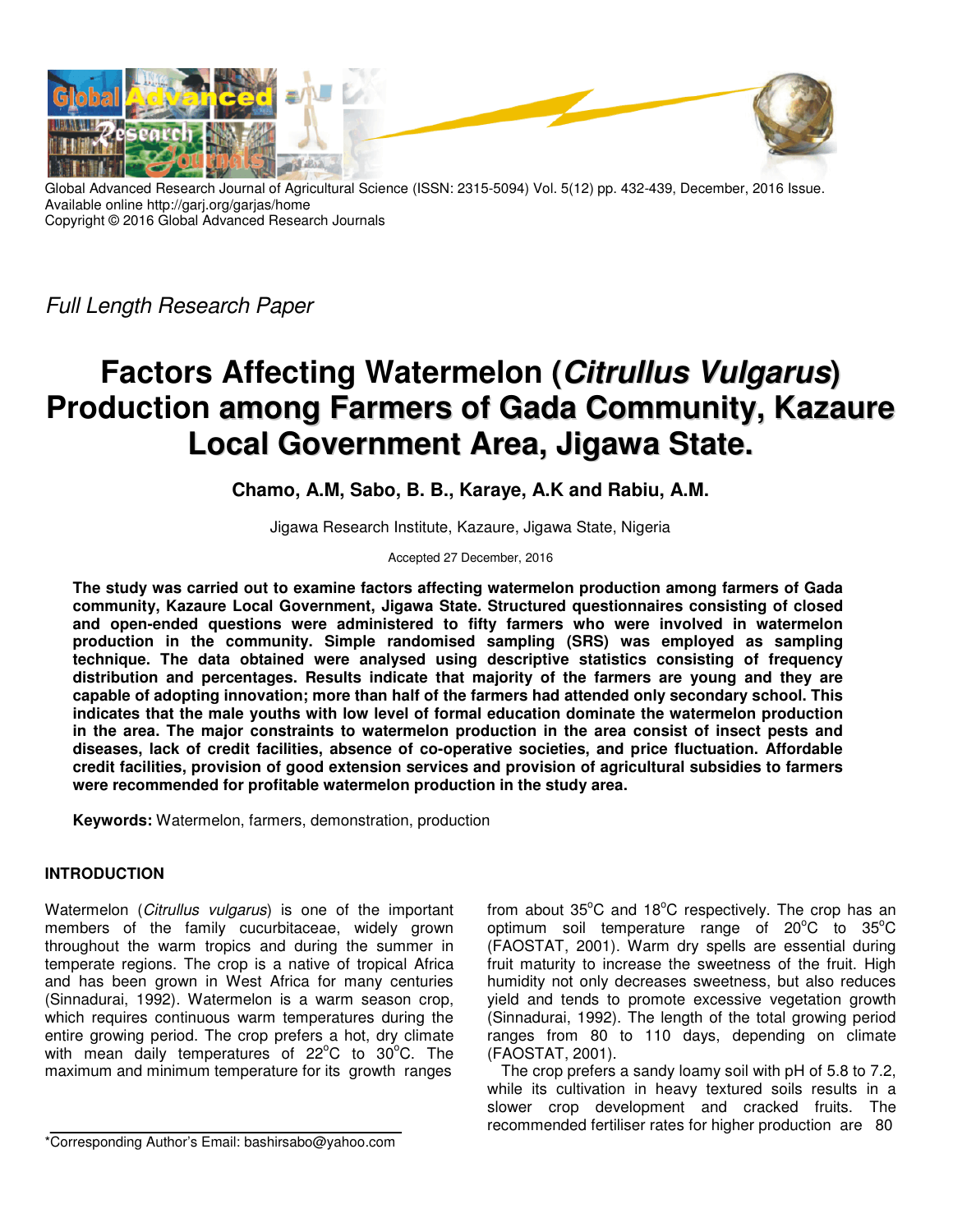Global Advanced Research Journal of Agricultural Science (ISSN: 2315-5094) Vol. 5(12) pp. 432-439, December, 2016 Issue.
Available online http://garj.org/garjas/home
Copyright © 2016 Global Advanced Research Journals

*Full Length Research Paper*

# Factors Affecting Watermelon (*Citrullus Vulgarus*) Production among Farmers of Gada Community, Kazaure Local Government Area, Jigawa State.

**Chamo, A.M, Sabo, B. B., Karaye, A.K and Rabiu, A.M.**

Jigawa Research Institute, Kazaure, Jigawa State, Nigeria

Accepted 27 December, 2016

**The study was carried out to examine factors affecting watermelon production among farmers of Gada community, Kazaure Local Government, Jigawa State. Structured questionnaires consisting of closed and open-ended questions were administered to fifty farmers who were involved in watermelon production in the community. Simple randomised sampling (SRS) was employed as sampling technique. The data obtained were analysed using descriptive statistics consisting of frequency distribution and percentages. Results indicate that majority of the farmers are young and they are capable of adopting innovation; more than half of the farmers had attended only secondary school. This indicates that the male youths with low level of formal education dominate the watermelon production in the area. The major constraints to watermelon production in the area consist of insect pests and diseases, lack of credit facilities, absence of co-operative societies, and price fluctuation. Affordable credit facilities, provision of good extension services and provision of agricultural subsidies to farmers were recommended for profitable watermelon production in the study area.**

**Keywords:** Watermelon, farmers, demonstration, production

## INTRODUCTION

Watermelon (*Citrullus vulgarus*) is one of the important members of the family cucurbitaceae, widely grown throughout the warm tropics and during the summer in temperate regions. The crop is a native of tropical Africa and has been grown in West Africa for many centuries (Sinnadurai, 1992). Watermelon is a warm season crop, which requires continuous warm temperatures during the entire growing period. The crop prefers a hot, dry climate with mean daily temperatures of 22°C to 30°C. The maximum and minimum temperature for its growth ranges from about 35°C and 18°C respectively. The crop has an optimum soil temperature range of 20°C to 35°C (FAOSTAT, 2001). Warm dry spells are essential during fruit maturity to increase the sweetness of the fruit. High humidity not only decreases sweetness, but also reduces yield and tends to promote excessive vegetation growth (Sinnadurai, 1992). The length of the total growing period ranges from 80 to 110 days, depending on climate (FAOSTAT, 2001).

The crop prefers a sandy loamy soil with pH of 5.8 to 7.2, while its cultivation in heavy textured soils results in a slower crop development and cracked fruits. The recommended fertiliser rates for higher production are 80

*Corresponding Author's Email: bashirsabo@yahoo.com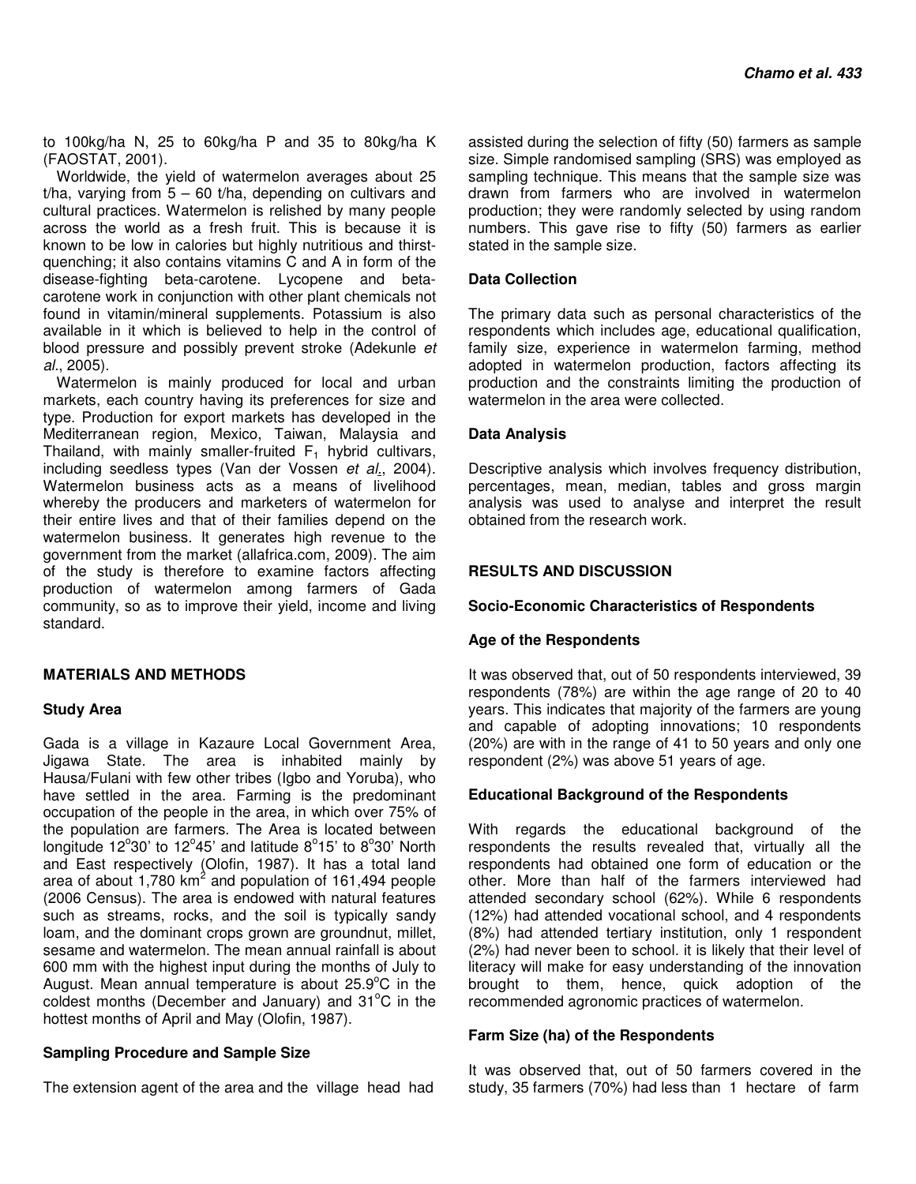to 100kg/ha N, 25 to 60kg/ha P and 35 to 80kg/ha K (FAOSTAT, 2001).

Worldwide, the yield of watermelon averages about 25 t/ha, varying from 5 – 60 t/ha, depending on cultivars and cultural practices. Watermelon is relished by many people across the world as a fresh fruit. This is because it is known to be low in calories but highly nutritious and thirst-quenching; it also contains vitamins C and A in form of the disease-fighting beta-carotene. Lycopene and beta-carotene work in conjunction with other plant chemicals not found in vitamin/mineral supplements. Potassium is also available in it which is believed to help in the control of blood pressure and possibly prevent stroke (Adekunle *et al*., 2005).

Watermelon is mainly produced for local and urban markets, each country having its preferences for size and type. Production for export markets has developed in the Mediterranean region, Mexico, Taiwan, Malaysia and Thailand, with mainly smaller-fruited $F_1$ hybrid cultivars, including seedless types (Van der Vossen *et al*., 2004). Watermelon business acts as a means of livelihood whereby the producers and marketers of watermelon for their entire lives and that of their families depend on the watermelon business. It generates high revenue to the government from the market (allafrica.com, 2009). The aim of the study is therefore to examine factors affecting production of watermelon among farmers of Gada community, so as to improve their yield, income and living standard.

## MATERIALS AND METHODS

### Study Area

Gada is a village in Kazaure Local Government Area, Jigawa State. The area is inhabited mainly by Hausa/Fulani with few other tribes (Igbo and Yoruba), who have settled in the area. Farming is the predominant occupation of the people in the area, in which over 75% of the population are farmers. The Area is located between longitude 12°30' to 12°45' and latitude 8°15' to 8°30' North and East respectively (Olofin, 1987). It has a total land area of about 1,780 km$^2$ and population of 161,494 people (2006 Census). The area is endowed with natural features such as streams, rocks, and the soil is typically sandy loam, and the dominant crops grown are groundnut, millet, sesame and watermelon. The mean annual rainfall is about 600 mm with the highest input during the months of July to August. Mean annual temperature is about 25.9°C in the coldest months (December and January) and 31°C in the hottest months of April and May (Olofin, 1987).

### Sampling Procedure and Sample Size

The extension agent of the area and the village head had assisted during the selection of fifty (50) farmers as sample size. Simple randomised sampling (SRS) was employed as sampling technique. This means that the sample size was drawn from farmers who are involved in watermelon production; they were randomly selected by using random numbers. This gave rise to fifty (50) farmers as earlier stated in the sample size.

### Data Collection

The primary data such as personal characteristics of the respondents which includes age, educational qualification, family size, experience in watermelon farming, method adopted in watermelon production, factors affecting its production and the constraints limiting the production of watermelon in the area were collected.

### Data Analysis

Descriptive analysis which involves frequency distribution, percentages, mean, median, tables and gross margin analysis was used to analyse and interpret the result obtained from the research work.

## RESULTS AND DISCUSSION

### Socio-Economic Characteristics of Respondents

### Age of the Respondents

It was observed that, out of 50 respondents interviewed, 39 respondents (78%) are within the age range of 20 to 40 years. This indicates that majority of the farmers are young and capable of adopting innovations; 10 respondents (20%) are with in the range of 41 to 50 years and only one respondent (2%) was above 51 years of age.

### Educational Background of the Respondents

With regards the educational background of the respondents the results revealed that, virtually all the respondents had obtained one form of education or the other. More than half of the farmers interviewed had attended secondary school (62%). While 6 respondents (12%) had attended vocational school, and 4 respondents (8%) had attended tertiary institution, only 1 respondent (2%) had never been to school. it is likely that their level of literacy will make for easy understanding of the innovation brought to them, hence, quick adoption of the recommended agronomic practices of watermelon.

### Farm Size (ha) of the Respondents

It was observed that, out of 50 farmers covered in the study, 35 farmers (70%) had less than 1 hectare of farm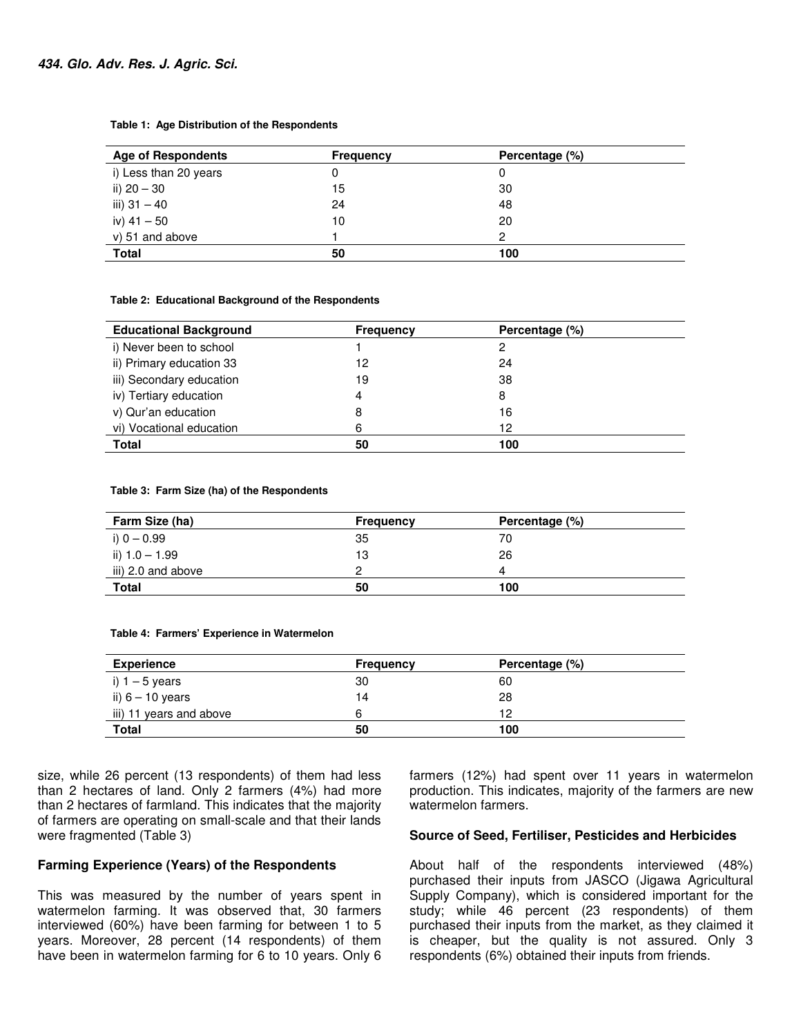**Table 1: Age Distribution of the Respondents**

| Age of Respondents | Frequency | Percentage (%) |
|---|---|---|
| i) Less than 20 years | 0 | 0 |
| ii) 20 – 30 | 15 | 30 |
| iii) 31 – 40 | 24 | 48 |
| iv) 41 – 50 | 10 | 20 |
| v) 51 and above | 1 | 2 |
| **Total** | **50** | **100** |

**Table 2: Educational Background of the Respondents**

| Educational Background | Frequency | Percentage (%) |
|---|---|---|
| i) Never been to school | 1 | 2 |
| ii) Primary education 33 | 12 | 24 |
| iii) Secondary education | 19 | 38 |
| iv) Tertiary education | 4 | 8 |
| v) Qur'an education | 8 | 16 |
| vi) Vocational education | 6 | 12 |
| **Total** | **50** | **100** |

**Table 3: Farm Size (ha) of the Respondents**

| Farm Size (ha) | Frequency | Percentage (%) |
|---|---|---|
| i) 0 – 0.99 | 35 | 70 |
| ii) 1.0 – 1.99 | 13 | 26 |
| iii) 2.0 and above | 2 | 4 |
| **Total** | **50** | **100** |

**Table 4: Farmers' Experience in Watermelon**

| Experience | Frequency | Percentage (%) |
|---|---|---|
| i) 1 – 5 years | 30 | 60 |
| ii) 6 – 10 years | 14 | 28 |
| iii) 11 years and above | 6 | 12 |
| **Total** | **50** | **100** |

size, while 26 percent (13 respondents) of them had less than 2 hectares of land. Only 2 farmers (4%) had more than 2 hectares of farmland. This indicates that the majority of farmers are operating on small-scale and that their lands were fragmented (Table 3)

### Farming Experience (Years) of the Respondents

This was measured by the number of years spent in watermelon farming. It was observed that, 30 farmers interviewed (60%) have been farming for between 1 to 5 years. Moreover, 28 percent (14 respondents) of them have been in watermelon farming for 6 to 10 years. Only 6 farmers (12%) had spent over 11 years in watermelon production. This indicates, majority of the farmers are new watermelon farmers.

### Source of Seed, Fertiliser, Pesticides and Herbicides

About half of the respondents interviewed (48%) purchased their inputs from JASCO (Jigawa Agricultural Supply Company), which is considered important for the study; while 46 percent (23 respondents) of them purchased their inputs from the market, as they claimed it is cheaper, but the quality is not assured. Only 3 respondents (6%) obtained their inputs from friends.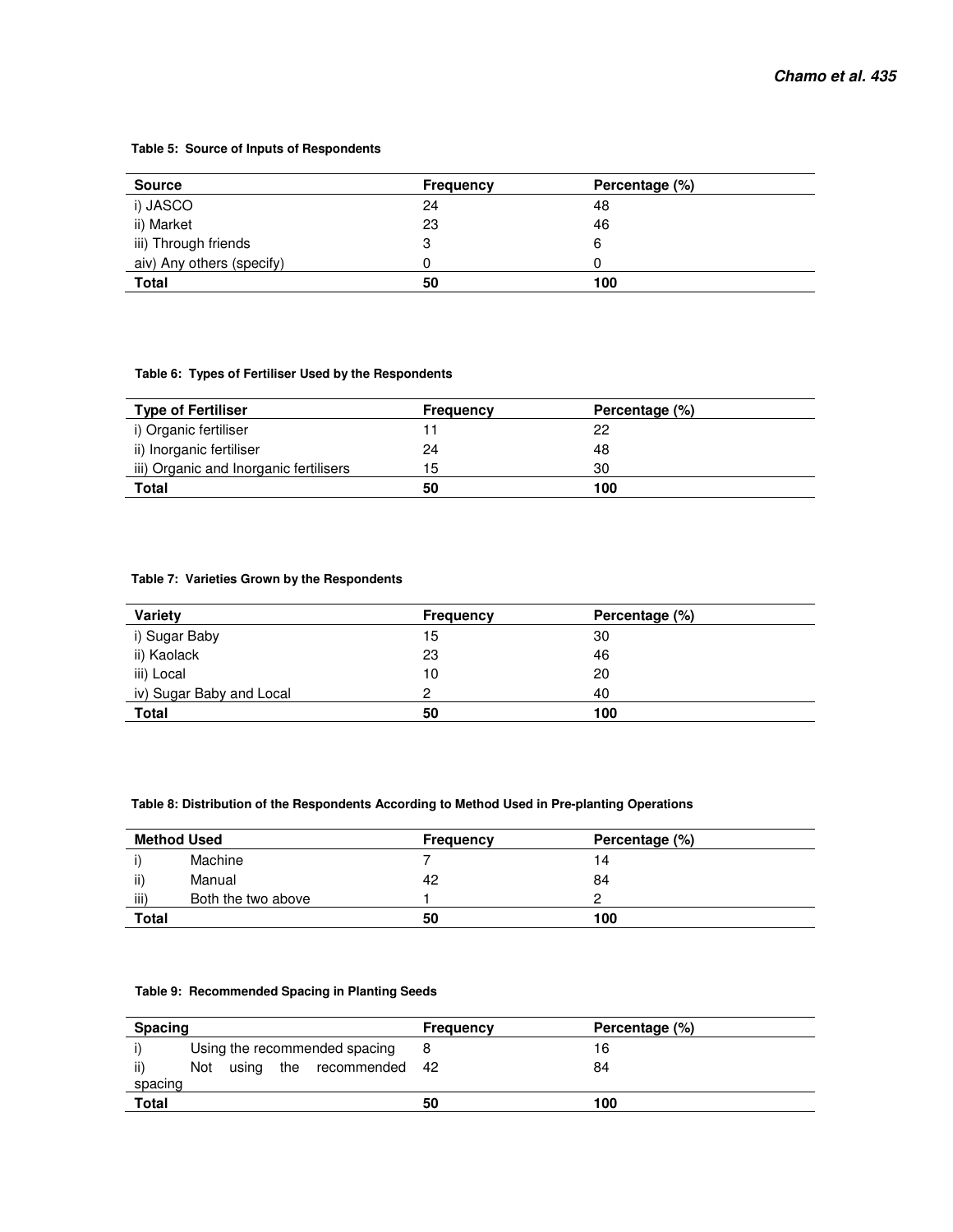**Table 5: Source of Inputs of Respondents**

| Source | Frequency | Percentage (%) |
|---|---|---|
| i) JASCO | 24 | 48 |
| ii) Market | 23 | 46 |
| iii) Through friends | 3 | 6 |
| aiv) Any others (specify) | 0 | 0 |
| **Total** | **50** | **100** |

**Table 6: Types of Fertiliser Used by the Respondents**

| Type of Fertiliser | Frequency | Percentage (%) |
|---|---|---|
| i) Organic fertiliser | 11 | 22 |
| ii) Inorganic fertiliser | 24 | 48 |
| iii) Organic and Inorganic fertilisers | 15 | 30 |
| **Total** | **50** | **100** |

**Table 7: Varieties Grown by the Respondents**

| Variety | Frequency | Percentage (%) |
|---|---|---|
| i) Sugar Baby | 15 | 30 |
| ii) Kaolack | 23 | 46 |
| iii) Local | 10 | 20 |
| iv) Sugar Baby and Local | 2 | 40 |
| **Total** | **50** | **100** |

**Table 8: Distribution of the Respondents According to Method Used in Pre-planting Operations**

| Method Used | Frequency | Percentage (%) |
|---|---|---|
| i) Machine | 7 | 14 |
| ii) Manual | 42 | 84 |
| iii) Both the two above | 1 | 2 |
| **Total** | **50** | **100** |

**Table 9: Recommended Spacing in Planting Seeds**

| Spacing | Frequency | Percentage (%) |
|---|---|---|
| i) Using the recommended spacing | 8 | 16 |
| ii) Not using the recommended spacing | 42 | 84 |
| **Total** | **50** | **100** |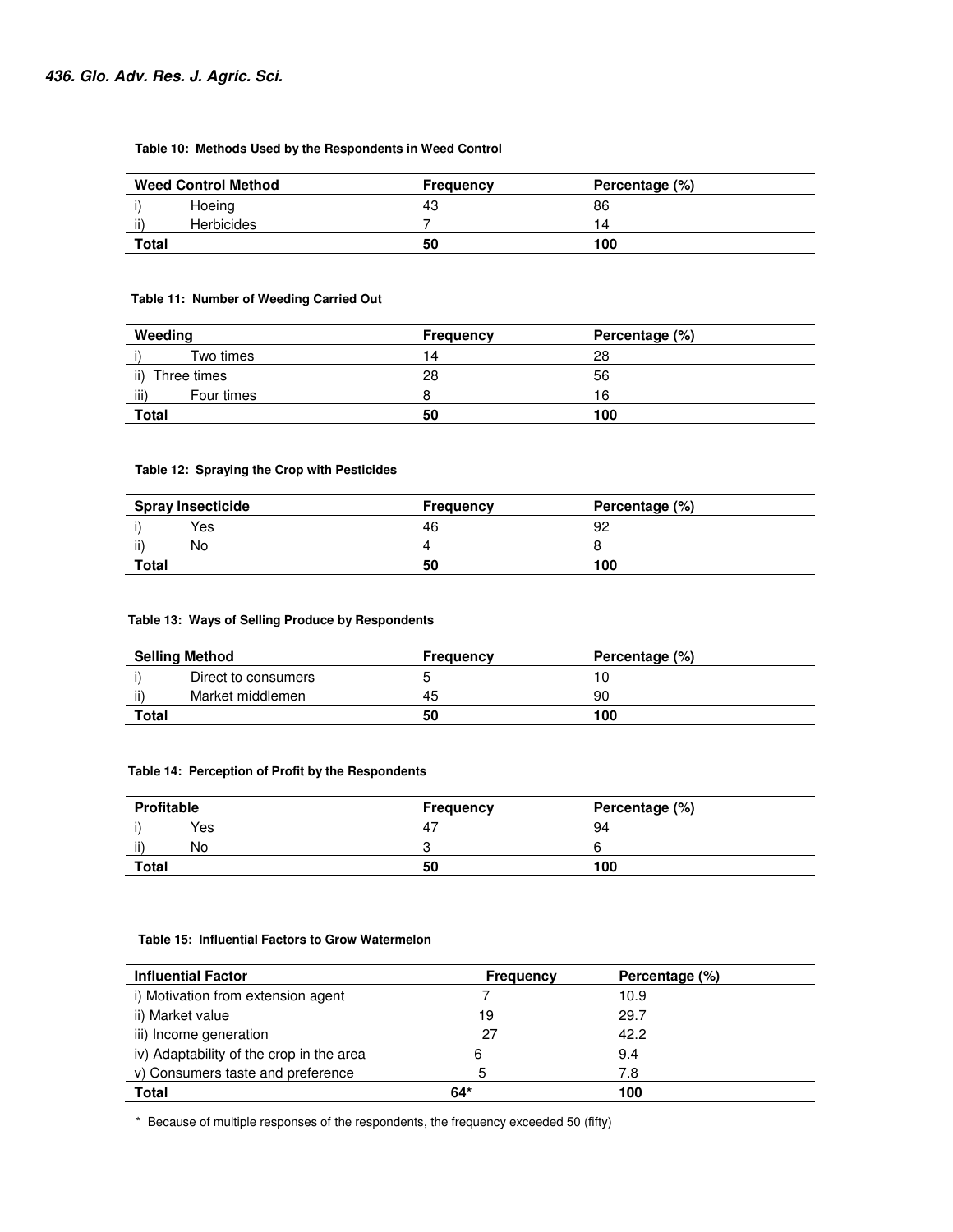**Table 10: Methods Used by the Respondents in Weed Control**

| Weed Control Method | Frequency | Percentage (%) |
|---|---|---|
| i) Hoeing | 43 | 86 |
| ii) Herbicides | 7 | 14 |
| **Total** | **50** | **100** |

**Table 11: Number of Weeding Carried Out**

| Weeding | Frequency | Percentage (%) |
|---|---|---|
| i) Two times | 14 | 28 |
| ii) Three times | 28 | 56 |
| iii) Four times | 8 | 16 |
| **Total** | **50** | **100** |

**Table 12: Spraying the Crop with Pesticides**

| Spray Insecticide | Frequency | Percentage (%) |
|---|---|---|
| i) Yes | 46 | 92 |
| ii) No | 4 | 8 |
| **Total** | **50** | **100** |

**Table 13: Ways of Selling Produce by Respondents**

| Selling Method | Frequency | Percentage (%) |
|---|---|---|
| i) Direct to consumers | 5 | 10 |
| ii) Market middlemen | 45 | 90 |
| **Total** | **50** | **100** |

**Table 14: Perception of Profit by the Respondents**

| Profitable | Frequency | Percentage (%) |
|---|---|---|
| i) Yes | 47 | 94 |
| ii) No | 3 | 6 |
| **Total** | **50** | **100** |

**Table 15: Influential Factors to Grow Watermelon**

| Influential Factor | Frequency | Percentage (%) |
|---|---|---|
| i) Motivation from extension agent | 7 | 10.9 |
| ii) Market value | 19 | 29.7 |
| iii) Income generation | 27 | 42.2 |
| iv) Adaptability of the crop in the area | 6 | 9.4 |
| v) Consumers taste and preference | 5 | 7.8 |
| **Total** | **64*** | **100** |

* Because of multiple responses of the respondents, the frequency exceeded 50 (fifty)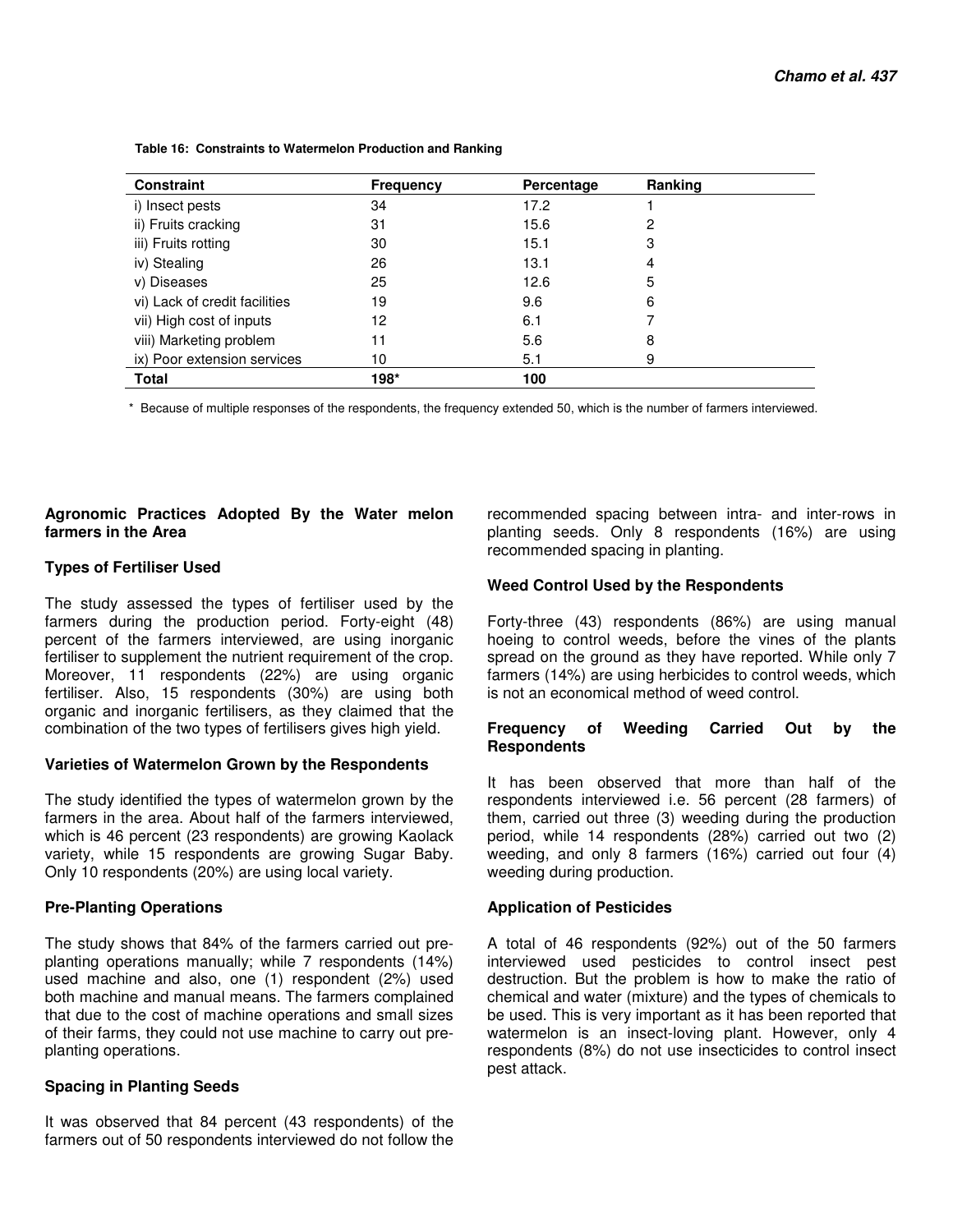**Table 16: Constraints to Watermelon Production and Ranking**

| Constraint | Frequency | Percentage | Ranking |
|---|---|---|---|
| i) Insect pests | 34 | 17.2 | 1 |
| ii) Fruits cracking | 31 | 15.6 | 2 |
| iii) Fruits rotting | 30 | 15.1 | 3 |
| iv) Stealing | 26 | 13.1 | 4 |
| v) Diseases | 25 | 12.6 | 5 |
| vi) Lack of credit facilities | 19 | 9.6 | 6 |
| vii) High cost of inputs | 12 | 6.1 | 7 |
| viii) Marketing problem | 11 | 5.6 | 8 |
| ix) Poor extension services | 10 | 5.1 | 9 |
| **Total** | **198*** | **100** | |

\* Because of multiple responses of the respondents, the frequency extended 50, which is the number of farmers interviewed.

### Agronomic Practices Adopted By the Water melon farmers in the Area

#### Types of Fertiliser Used

The study assessed the types of fertiliser used by the farmers during the production period. Forty-eight (48) percent of the farmers interviewed, are using inorganic fertiliser to supplement the nutrient requirement of the crop. Moreover, 11 respondents (22%) are using organic fertiliser. Also, 15 respondents (30%) are using both organic and inorganic fertilisers, as they claimed that the combination of the two types of fertilisers gives high yield.

#### Varieties of Watermelon Grown by the Respondents

The study identified the types of watermelon grown by the farmers in the area. About half of the farmers interviewed, which is 46 percent (23 respondents) are growing Kaolack variety, while 15 respondents are growing Sugar Baby. Only 10 respondents (20%) are using local variety.

#### Pre-Planting Operations

The study shows that 84% of the farmers carried out pre-planting operations manually; while 7 respondents (14%) used machine and also, one (1) respondent (2%) used both machine and manual means. The farmers complained that due to the cost of machine operations and small sizes of their farms, they could not use machine to carry out pre-planting operations.

#### Spacing in Planting Seeds

It was observed that 84 percent (43 respondents) of the farmers out of 50 respondents interviewed do not follow the recommended spacing between intra- and inter-rows in planting seeds. Only 8 respondents (16%) are using recommended spacing in planting.

#### Weed Control Used by the Respondents

Forty-three (43) respondents (86%) are using manual hoeing to control weeds, before the vines of the plants spread on the ground as they have reported. While only 7 farmers (14%) are using herbicides to control weeds, which is not an economical method of weed control.

#### Frequency of Weeding Carried Out by the Respondents

It has been observed that more than half of the respondents interviewed i.e. 56 percent (28 farmers) of them, carried out three (3) weeding during the production period, while 14 respondents (28%) carried out two (2) weeding, and only 8 farmers (16%) carried out four (4) weeding during production.

#### Application of Pesticides

A total of 46 respondents (92%) out of the 50 farmers interviewed used pesticides to control insect pest destruction. But the problem is how to make the ratio of chemical and water (mixture) and the types of chemicals to be used. This is very important as it has been reported that watermelon is an insect-loving plant. However, only 4 respondents (8%) do not use insecticides to control insect pest attack.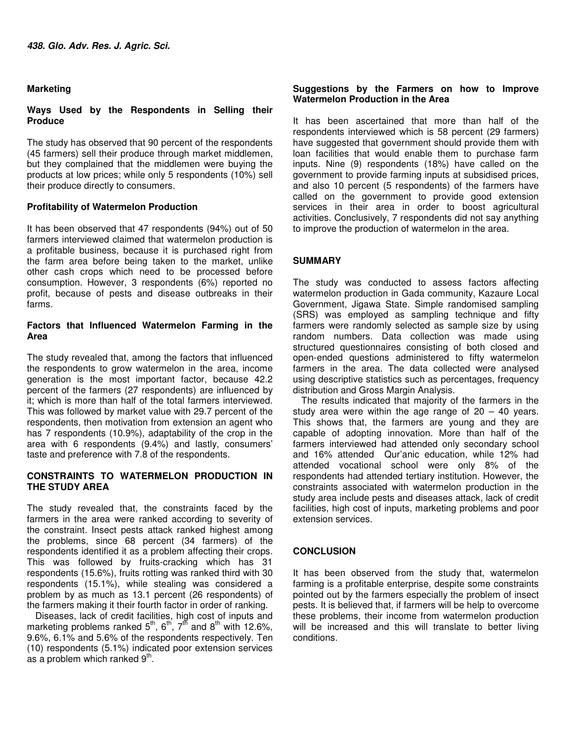**Marketing**

**Ways Used by the Respondents in Selling their Produce**

The study has observed that 90 percent of the respondents (45 farmers) sell their produce through market middlemen, but they complained that the middlemen were buying the products at low prices; while only 5 respondents (10%) sell their produce directly to consumers.

**Profitability of Watermelon Production**

It has been observed that 47 respondents (94%) out of 50 farmers interviewed claimed that watermelon production is a profitable business, because it is purchased right from the farm area before being taken to the market, unlike other cash crops which need to be processed before consumption. However, 3 respondents (6%) reported no profit, because of pests and disease outbreaks in their farms.

**Factors that Influenced Watermelon Farming in the Area**

The study revealed that, among the factors that influenced the respondents to grow watermelon in the area, income generation is the most important factor, because 42.2 percent of the farmers (27 respondents) are influenced by it; which is more than half of the total farmers interviewed. This was followed by market value with 29.7 percent of the respondents, then motivation from extension an agent who has 7 respondents (10.9%), adaptability of the crop in the area with 6 respondents (9.4%) and lastly, consumers' taste and preference with 7.8 of the respondents.

## CONSTRAINTS TO WATERMELON PRODUCTION IN THE STUDY AREA

The study revealed that, the constraints faced by the farmers in the area were ranked according to severity of the constraint. Insect pests attack ranked highest among the problems, since 68 percent (34 farmers) of the respondents identified it as a problem affecting their crops. This was followed by fruits-cracking which has 31 respondents (15.6%), fruits rotting was ranked third with 30 respondents (15.1%), while stealing was considered a problem by as much as 13.1 percent (26 respondents) of the farmers making it their fourth factor in order of ranking.

Diseases, lack of credit facilities, high cost of inputs and marketing problems ranked 5$^{th}$, 6$^{th}$, 7$^{th}$ and 8$^{th}$ with 12.6%, 9.6%, 6.1% and 5.6% of the respondents respectively. Ten (10) respondents (5.1%) indicated poor extension services as a problem which ranked 9$^{th}$.

**Suggestions by the Farmers on how to Improve Watermelon Production in the Area**

It has been ascertained that more than half of the respondents interviewed which is 58 percent (29 farmers) have suggested that government should provide them with loan facilities that would enable them to purchase farm inputs. Nine (9) respondents (18%) have called on the government to provide farming inputs at subsidised prices, and also 10 percent (5 respondents) of the farmers have called on the government to provide good extension services in their area in order to boost agricultural activities. Conclusively, 7 respondents did not say anything to improve the production of watermelon in the area.

## SUMMARY

The study was conducted to assess factors affecting watermelon production in Gada community, Kazaure Local Government, Jigawa State. Simple randomised sampling (SRS) was employed as sampling technique and fifty farmers were randomly selected as sample size by using random numbers. Data collection was made using structured questionnaires consisting of both closed and open-ended questions administered to fifty watermelon farmers in the area. The data collected were analysed using descriptive statistics such as percentages, frequency distribution and Gross Margin Analysis.

The results indicated that majority of the farmers in the study area were within the age range of 20 – 40 years. This shows that, the farmers are young and they are capable of adopting innovation. More than half of the farmers interviewed had attended only secondary school and 16% attended Qur'anic education, while 12% had attended vocational school were only 8% of the respondents had attended tertiary institution. However, the constraints associated with watermelon production in the study area include pests and diseases attack, lack of credit facilities, high cost of inputs, marketing problems and poor extension services.

## CONCLUSION

It has been observed from the study that, watermelon farming is a profitable enterprise, despite some constraints pointed out by the farmers especially the problem of insect pests. It is believed that, if farmers will be help to overcome these problems, their income from watermelon production will be increased and this will translate to better living conditions.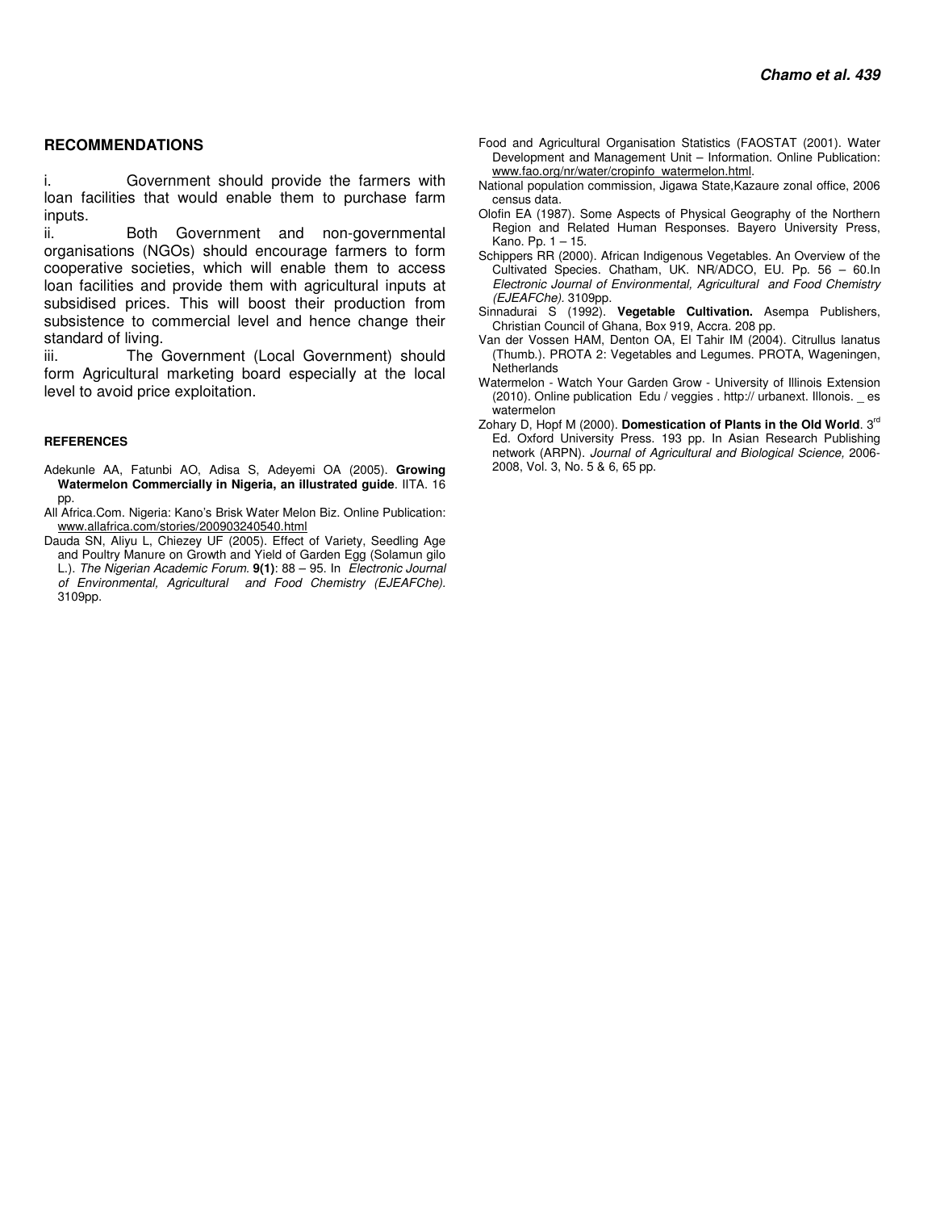## RECOMMENDATIONS

i. Government should provide the farmers with loan facilities that would enable them to purchase farm inputs.

ii. Both Government and non-governmental organisations (NGOs) should encourage farmers to form cooperative societies, which will enable them to access loan facilities and provide them with agricultural inputs at subsidised prices. This will boost their production from subsistence to commercial level and hence change their standard of living.

iii. The Government (Local Government) should form Agricultural marketing board especially at the local level to avoid price exploitation.

### REFERENCES

Adekunle AA, Fatunbi AO, Adisa S, Adeyemi OA (2005). **Growing Watermelon Commercially in Nigeria, an illustrated guide**. IITA. 16 pp.

All Africa.Com. Nigeria: Kano's Brisk Water Melon Biz. Online Publication: www.allafrica.com/stories/200903240540.html

Dauda SN, Aliyu L, Chiezey UF (2005). Effect of Variety, Seedling Age and Poultry Manure on Growth and Yield of Garden Egg (Solamun gilo L.). *The Nigerian Academic Forum.* **9(1)**: 88 – 95. In *Electronic Journal of Environmental, Agricultural and Food Chemistry (EJEAFChe).* 3109pp.

Food and Agricultural Organisation Statistics (FAOSTAT (2001). Water Development and Management Unit – Information. Online Publication: www.fao.org/nr/water/cropinfo_watermelon.html.

National population commission, Jigawa State,Kazaure zonal office, 2006 census data.

Olofin EA (1987). Some Aspects of Physical Geography of the Northern Region and Related Human Responses. Bayero University Press, Kano. Pp. 1 – 15.

Schippers RR (2000). African Indigenous Vegetables. An Overview of the Cultivated Species. Chatham, UK. NR/ADCO, EU. Pp. 56 – 60.In *Electronic Journal of Environmental, Agricultural and Food Chemistry (EJEAFChe).* 3109pp.

Sinnadurai S (1992). **Vegetable Cultivation.** Asempa Publishers, Christian Council of Ghana, Box 919, Accra. 208 pp.

Van der Vossen HAM, Denton OA, El Tahir IM (2004). Citrullus lanatus (Thumb.). PROTA 2: Vegetables and Legumes. PROTA, Wageningen, Netherlands

Watermelon - Watch Your Garden Grow - University of Illinois Extension (2010). Online publication Edu / veggies . http:// urbanext. Illonois. _ es watermelon

Zohary D, Hopf M (2000). **Domestication of Plants in the Old World**. 3rd Ed. Oxford University Press. 193 pp. In Asian Research Publishing network (ARPN). *Journal of Agricultural and Biological Science,* 2006-2008, Vol. 3, No. 5 & 6, 65 pp.